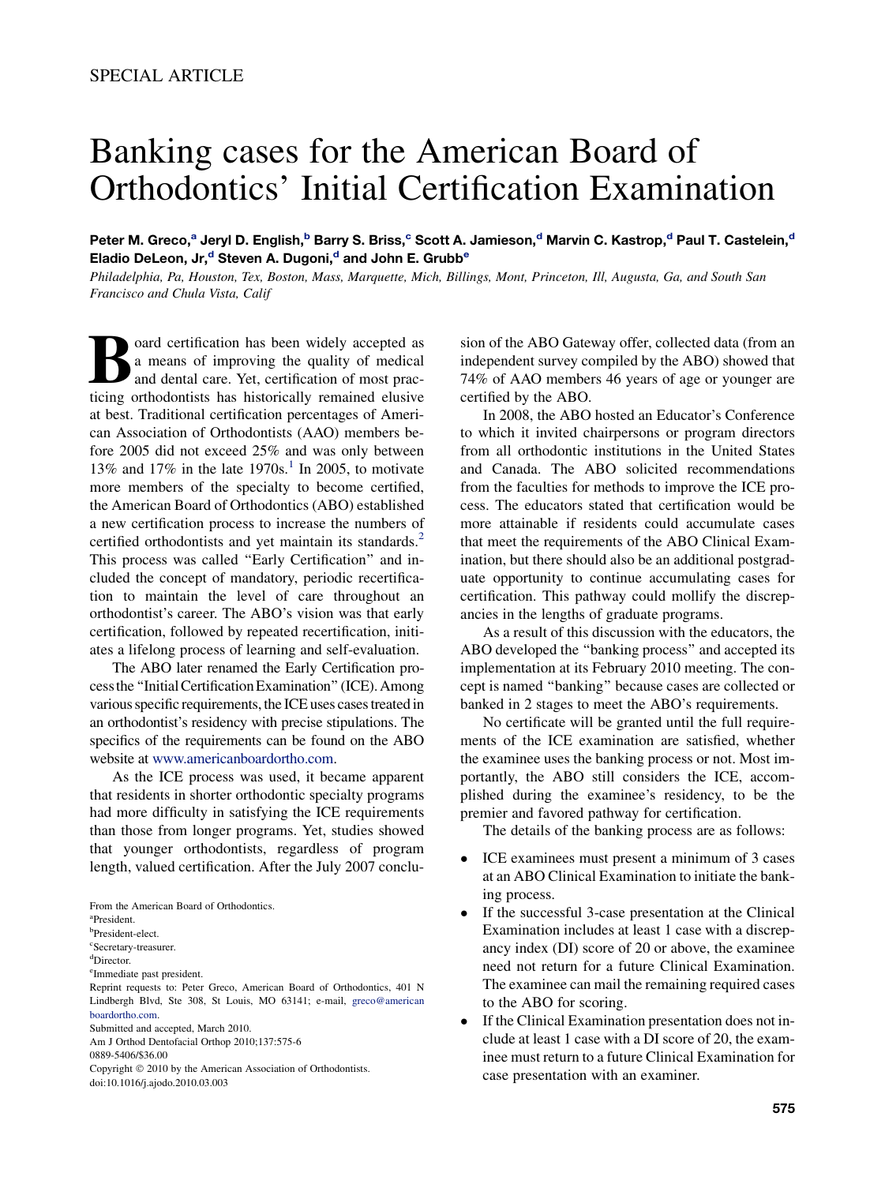SPECIAL ARTICLE

# Banking cases for the American Board of Orthodontics' Initial Certification Examination

**Peter M. Greco,[a] Jeryl D. English,[b] Barry S. Briss,[c] Scott A. Jamieson,[d] Marvin C. Kastrop,[d] Paul T. Castelein,[d] Eladio DeLeon, Jr,[d] Steven A. Dugoni,[d] and John E. Grubb[e]**

*Philadelphia, Pa, Houston, Tex, Boston, Mass, Marquette, Mich, Billings, Mont, Princeton, Ill, Augusta, Ga, and South San Francisco and Chula Vista, Calif*

Board certification has been widely accepted as a means of improving the quality of medical and dental care. Yet, certification of most practicing orthodontists has historically remained elusive at best. Traditional certification percentages of American Association of Orthodontists (AAO) members before 2005 did not exceed 25% and was only between 13% and 17% in the late 1970s.[1] In 2005, to motivate more members of the specialty to become certified, the American Board of Orthodontics (ABO) established a new certification process to increase the numbers of certified orthodontists and yet maintain its standards.[2] This process was called "Early Certification" and included the concept of mandatory, periodic recertification to maintain the level of care throughout an orthodontist's career. The ABO's vision was that early certification, followed by repeated recertification, initiates a lifelong process of learning and self-evaluation.

The ABO later renamed the Early Certification process the "Initial Certification Examination" (ICE). Among various specific requirements, the ICE uses cases treated in an orthodontist's residency with precise stipulations. The specifics of the requirements can be found on the ABO website at www.americanboardortho.com.

As the ICE process was used, it became apparent that residents in shorter orthodontic specialty programs had more difficulty in satisfying the ICE requirements than those from longer programs. Yet, studies showed that younger orthodontists, regardless of program length, valued certification. After the July 2007 conclusion of the ABO Gateway offer, collected data (from an independent survey compiled by the ABO) showed that 74% of AAO members 46 years of age or younger are certified by the ABO.

In 2008, the ABO hosted an Educator's Conference to which it invited chairpersons or program directors from all orthodontic institutions in the United States and Canada. The ABO solicited recommendations from the faculties for methods to improve the ICE process. The educators stated that certification would be more attainable if residents could accumulate cases that meet the requirements of the ABO Clinical Examination, but there should also be an additional postgraduate opportunity to continue accumulating cases for certification. This pathway could mollify the discrepancies in the lengths of graduate programs.

As a result of this discussion with the educators, the ABO developed the "banking process" and accepted its implementation at its February 2010 meeting. The concept is named "banking" because cases are collected or banked in 2 stages to meet the ABO's requirements.

No certificate will be granted until the full requirements of the ICE examination are satisfied, whether the examinee uses the banking process or not. Most importantly, the ABO still considers the ICE, accomplished during the examinee's residency, to be the premier and favored pathway for certification.

The details of the banking process are as follows:

- ICE examinees must present a minimum of 3 cases at an ABO Clinical Examination to initiate the banking process.
- If the successful 3-case presentation at the Clinical Examination includes at least 1 case with a discrepancy index (DI) score of 20 or above, the examinee need not return for a future Clinical Examination. The examinee can mail the remaining required cases to the ABO for scoring.
- If the Clinical Examination presentation does not include at least 1 case with a DI score of 20, the examinee must return to a future Clinical Examination for case presentation with an examiner.

From the American Board of Orthodontics.
[a]President.
[b]President-elect.
[c]Secretary-treasurer.
[d]Director.
[e]Immediate past president.
Reprint requests to: Peter Greco, American Board of Orthodontics, 401 N Lindbergh Blvd, Ste 308, St Louis, MO 63141; e-mail, greco@americanboardortho.com.
Submitted and accepted, March 2010.
Am J Orthod Dentofacial Orthop 2010;137:575-6
0889-5406/$36.00
Copyright © 2010 by the American Association of Orthodontists.
doi:10.1016/j.ajodo.2010.03.003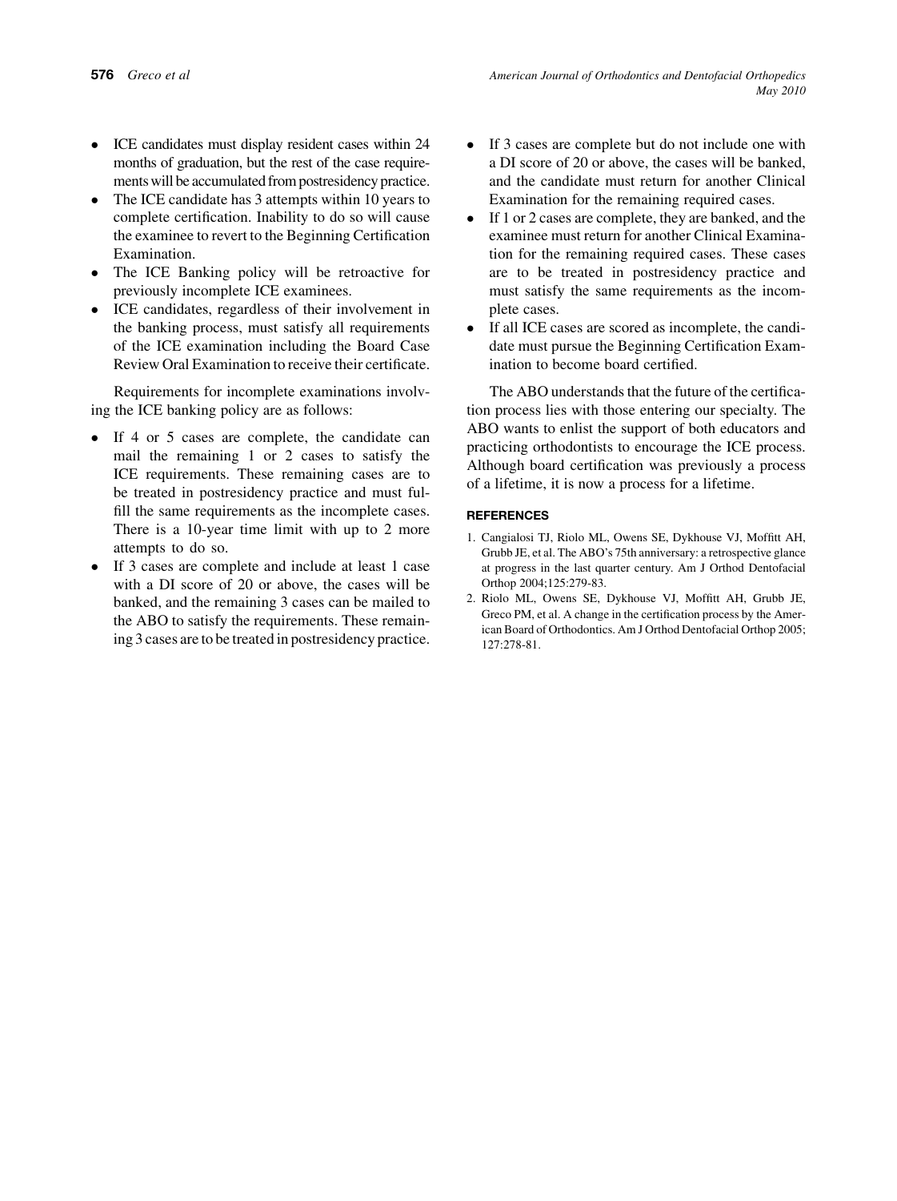- ICE candidates must display resident cases within 24 months of graduation, but the rest of the case requirements will be accumulated from postresidency practice.
- The ICE candidate has 3 attempts within 10 years to complete certification. Inability to do so will cause the examinee to revert to the Beginning Certification Examination.
- The ICE Banking policy will be retroactive for previously incomplete ICE examinees.
- ICE candidates, regardless of their involvement in the banking process, must satisfy all requirements of the ICE examination including the Board Case Review Oral Examination to receive their certificate.

Requirements for incomplete examinations involving the ICE banking policy are as follows:

- If 4 or 5 cases are complete, the candidate can mail the remaining 1 or 2 cases to satisfy the ICE requirements. These remaining cases are to be treated in postresidency practice and must fulfill the same requirements as the incomplete cases. There is a 10-year time limit with up to 2 more attempts to do so.
- If 3 cases are complete and include at least 1 case with a DI score of 20 or above, the cases will be banked, and the remaining 3 cases can be mailed to the ABO to satisfy the requirements. These remaining 3 cases are to be treated in postresidency practice.
- If 3 cases are complete but do not include one with a DI score of 20 or above, the cases will be banked, and the candidate must return for another Clinical Examination for the remaining required cases.
- If 1 or 2 cases are complete, they are banked, and the examinee must return for another Clinical Examination for the remaining required cases. These cases are to be treated in postresidency practice and must satisfy the same requirements as the incomplete cases.
- If all ICE cases are scored as incomplete, the candidate must pursue the Beginning Certification Examination to become board certified.

The ABO understands that the future of the certification process lies with those entering our specialty. The ABO wants to enlist the support of both educators and practicing orthodontists to encourage the ICE process. Although board certification was previously a process of a lifetime, it is now a process for a lifetime.

## REFERENCES

1. Cangialosi TJ, Riolo ML, Owens SE, Dykhouse VJ, Moffitt AH, Grubb JE, et al. The ABO's 75th anniversary: a retrospective glance at progress in the last quarter century. Am J Orthod Dentofacial Orthop 2004;125:279-83.
2. Riolo ML, Owens SE, Dykhouse VJ, Moffitt AH, Grubb JE, Greco PM, et al. A change in the certification process by the American Board of Orthodontics. Am J Orthod Dentofacial Orthop 2005; 127:278-81.